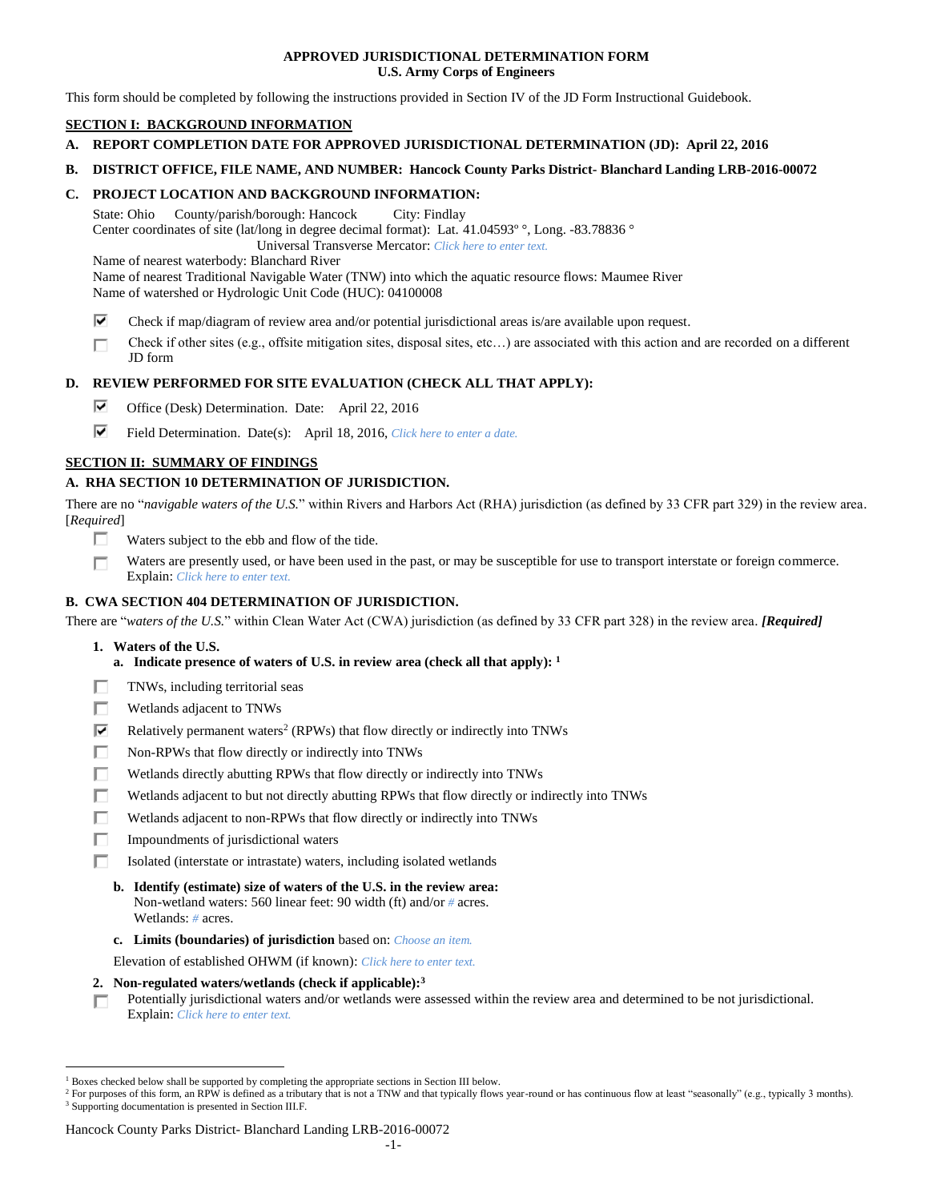**APPROVED JURISDICTIONAL DETERMINATION FORM**
**U.S. Army Corps of Engineers**

This form should be completed by following the instructions provided in Section IV of the JD Form Instructional Guidebook.

## SECTION I: BACKGROUND INFORMATION

**A. REPORT COMPLETION DATE FOR APPROVED JURISDICTIONAL DETERMINATION (JD): April 22, 2016**

**B. DISTRICT OFFICE, FILE NAME, AND NUMBER: Hancock County Parks District- Blanchard Landing LRB-2016-00072**

**C. PROJECT LOCATION AND BACKGROUND INFORMATION:**

State: Ohio County/parish/borough: Hancock City: Findlay
Center coordinates of site (lat/long in degree decimal format): Lat. 41.04593º °, Long. -83.78836 °
Universal Transverse Mercator: *Click here to enter text.*
Name of nearest waterbody: Blanchard River
Name of nearest Traditional Navigable Water (TNW) into which the aquatic resource flows: Maumee River
Name of watershed or Hydrologic Unit Code (HUC): 04100008

- [x] Check if map/diagram of review area and/or potential jurisdictional areas is/are available upon request.
- [ ] Check if other sites (e.g., offsite mitigation sites, disposal sites, etc…) are associated with this action and are recorded on a different JD form

**D. REVIEW PERFORMED FOR SITE EVALUATION (CHECK ALL THAT APPLY):**

- [x] Office (Desk) Determination. Date: April 22, 2016
- [x] Field Determination. Date(s): April 18, 2016, *Click here to enter a date.*

## SECTION II: SUMMARY OF FINDINGS

**A. RHA SECTION 10 DETERMINATION OF JURISDICTION.**

There are no "*navigable waters of the U.S.*" within Rivers and Harbors Act (RHA) jurisdiction (as defined by 33 CFR part 329) in the review area. [*Required*]

- [ ] Waters subject to the ebb and flow of the tide.
- [ ] Waters are presently used, or have been used in the past, or may be susceptible for use to transport interstate or foreign commerce. Explain: *Click here to enter text.*

**B. CWA SECTION 404 DETERMINATION OF JURISDICTION.**

There are "*waters of the U.S.*" within Clean Water Act (CWA) jurisdiction (as defined by 33 CFR part 328) in the review area. ***[Required]***

**1. Waters of the U.S.**

**a. Indicate presence of waters of U.S. in review area (check all that apply): [1]**

- [ ] TNWs, including territorial seas
- [ ] Wetlands adjacent to TNWs
- [x] Relatively permanent waters[2] (RPWs) that flow directly or indirectly into TNWs
- [ ] Non-RPWs that flow directly or indirectly into TNWs
- [ ] Wetlands directly abutting RPWs that flow directly or indirectly into TNWs
- [ ] Wetlands adjacent to but not directly abutting RPWs that flow directly or indirectly into TNWs
- [ ] Wetlands adjacent to non-RPWs that flow directly or indirectly into TNWs
- [ ] Impoundments of jurisdictional waters
- [ ] Isolated (interstate or intrastate) waters, including isolated wetlands

**b. Identify (estimate) size of waters of the U.S. in the review area:**
Non-wetland waters: 560 linear feet: 90 width (ft) and/or *#* acres.
Wetlands: *#* acres.

**c. Limits (boundaries) of jurisdiction** based on: *Choose an item.*

Elevation of established OHWM (if known): *Click here to enter text.*

**2. Non-regulated waters/wetlands (check if applicable):[3]**

- [ ] Potentially jurisdictional waters and/or wetlands were assessed within the review area and determined to be not jurisdictional. Explain: *Click here to enter text.*

---

[1] Boxes checked below shall be supported by completing the appropriate sections in Section III below.
[2] For purposes of this form, an RPW is defined as a tributary that is not a TNW and that typically flows year-round or has continuous flow at least "seasonally" (e.g., typically 3 months).
[3] Supporting documentation is presented in Section III.F.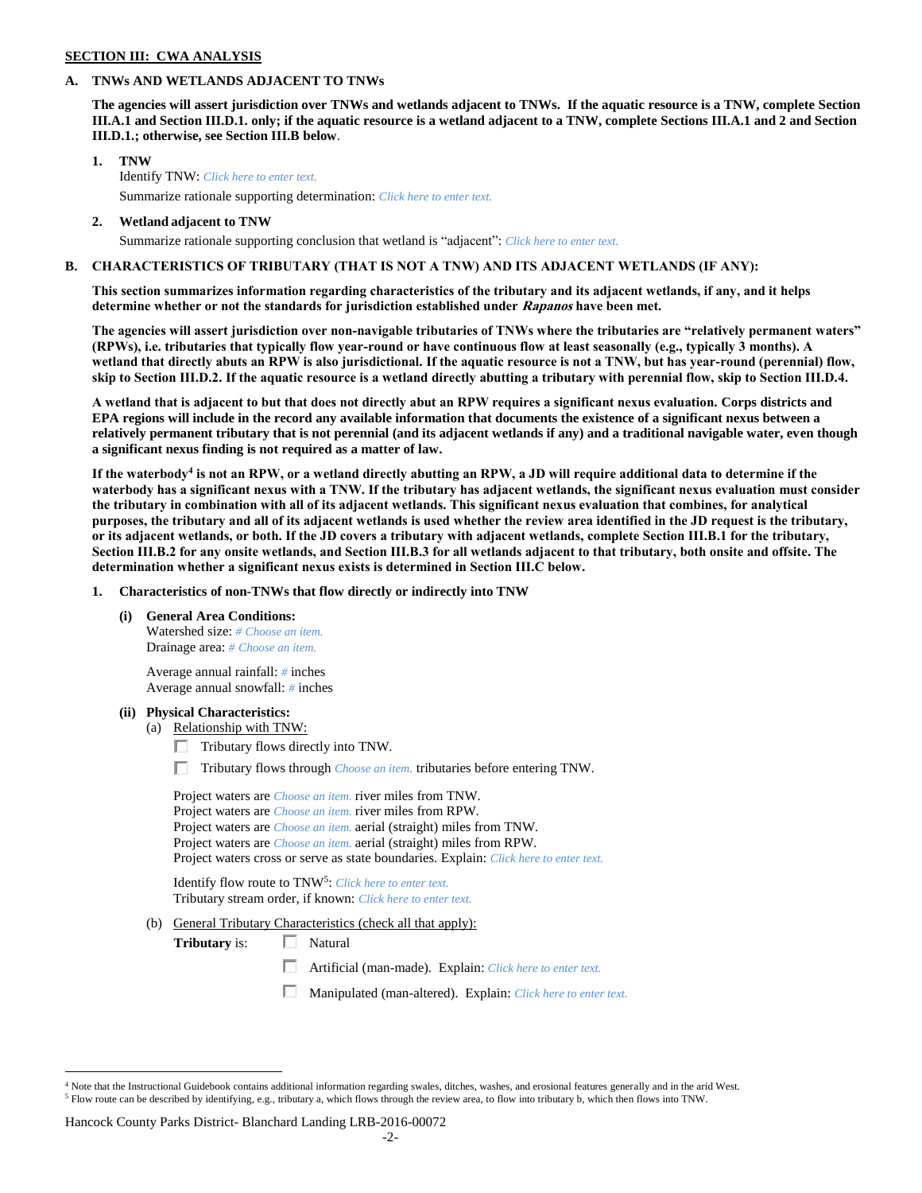**SECTION III: CWA ANALYSIS**

**A. TNWs AND WETLANDS ADJACENT TO TNWs**

**The agencies will assert jurisdiction over TNWs and wetlands adjacent to TNWs. If the aquatic resource is a TNW, complete Section III.A.1 and Section III.D.1. only; if the aquatic resource is a wetland adjacent to a TNW, complete Sections III.A.1 and 2 and Section III.D.1.; otherwise, see Section III.B below**.

**1. TNW**

Identify TNW: *Click here to enter text.*

Summarize rationale supporting determination: *Click here to enter text.*

**2. Wetland adjacent to TNW**

Summarize rationale supporting conclusion that wetland is "adjacent": *Click here to enter text.*

**B. CHARACTERISTICS OF TRIBUTARY (THAT IS NOT A TNW) AND ITS ADJACENT WETLANDS (IF ANY):**

**This section summarizes information regarding characteristics of the tributary and its adjacent wetlands, if any, and it helps determine whether or not the standards for jurisdiction established under *Rapanos* have been met.**

**The agencies will assert jurisdiction over non-navigable tributaries of TNWs where the tributaries are "relatively permanent waters" (RPWs), i.e. tributaries that typically flow year-round or have continuous flow at least seasonally (e.g., typically 3 months). A wetland that directly abuts an RPW is also jurisdictional. If the aquatic resource is not a TNW, but has year-round (perennial) flow, skip to Section III.D.2. If the aquatic resource is a wetland directly abutting a tributary with perennial flow, skip to Section III.D.4.**

**A wetland that is adjacent to but that does not directly abut an RPW requires a significant nexus evaluation. Corps districts and EPA regions will include in the record any available information that documents the existence of a significant nexus between a relatively permanent tributary that is not perennial (and its adjacent wetlands if any) and a traditional navigable water, even though a significant nexus finding is not required as a matter of law.**

**If the waterbody[4] is not an RPW, or a wetland directly abutting an RPW, a JD will require additional data to determine if the waterbody has a significant nexus with a TNW. If the tributary has adjacent wetlands, the significant nexus evaluation must consider the tributary in combination with all of its adjacent wetlands. This significant nexus evaluation that combines, for analytical purposes, the tributary and all of its adjacent wetlands is used whether the review area identified in the JD request is the tributary, or its adjacent wetlands, or both. If the JD covers a tributary with adjacent wetlands, complete Section III.B.1 for the tributary, Section III.B.2 for any onsite wetlands, and Section III.B.3 for all wetlands adjacent to that tributary, both onsite and offsite. The determination whether a significant nexus exists is determined in Section III.C below.**

**1. Characteristics of non-TNWs that flow directly or indirectly into TNW**

**(i) General Area Conditions:**

Watershed size: *# Choose an item.*
Drainage area: *# Choose an item.*

Average annual rainfall: *#* inches
Average annual snowfall: *#* inches

**(ii) Physical Characteristics:**

(a) Relationship with TNW:

☐ Tributary flows directly into TNW.

☐ Tributary flows through *Choose an item.* tributaries before entering TNW.

Project waters are *Choose an item.* river miles from TNW.
Project waters are *Choose an item.* river miles from RPW.
Project waters are *Choose an item.* aerial (straight) miles from TNW.
Project waters are *Choose an item.* aerial (straight) miles from RPW.
Project waters cross or serve as state boundaries. Explain: *Click here to enter text.*

Identify flow route to TNW[5]: *Click here to enter text.*
Tributary stream order, if known: *Click here to enter text.*

(b) General Tributary Characteristics (check all that apply):

**Tributary** is: ☐ Natural

☐ Artificial (man-made). Explain: *Click here to enter text.*

☐ Manipulated (man-altered). Explain: *Click here to enter text.*

---

[4] Note that the Instructional Guidebook contains additional information regarding swales, ditches, washes, and erosional features generally and in the arid West.

[5] Flow route can be described by identifying, e.g., tributary a, which flows through the review area, to flow into tributary b, which then flows into TNW.

Hancock County Parks District- Blanchard Landing LRB-2016-00072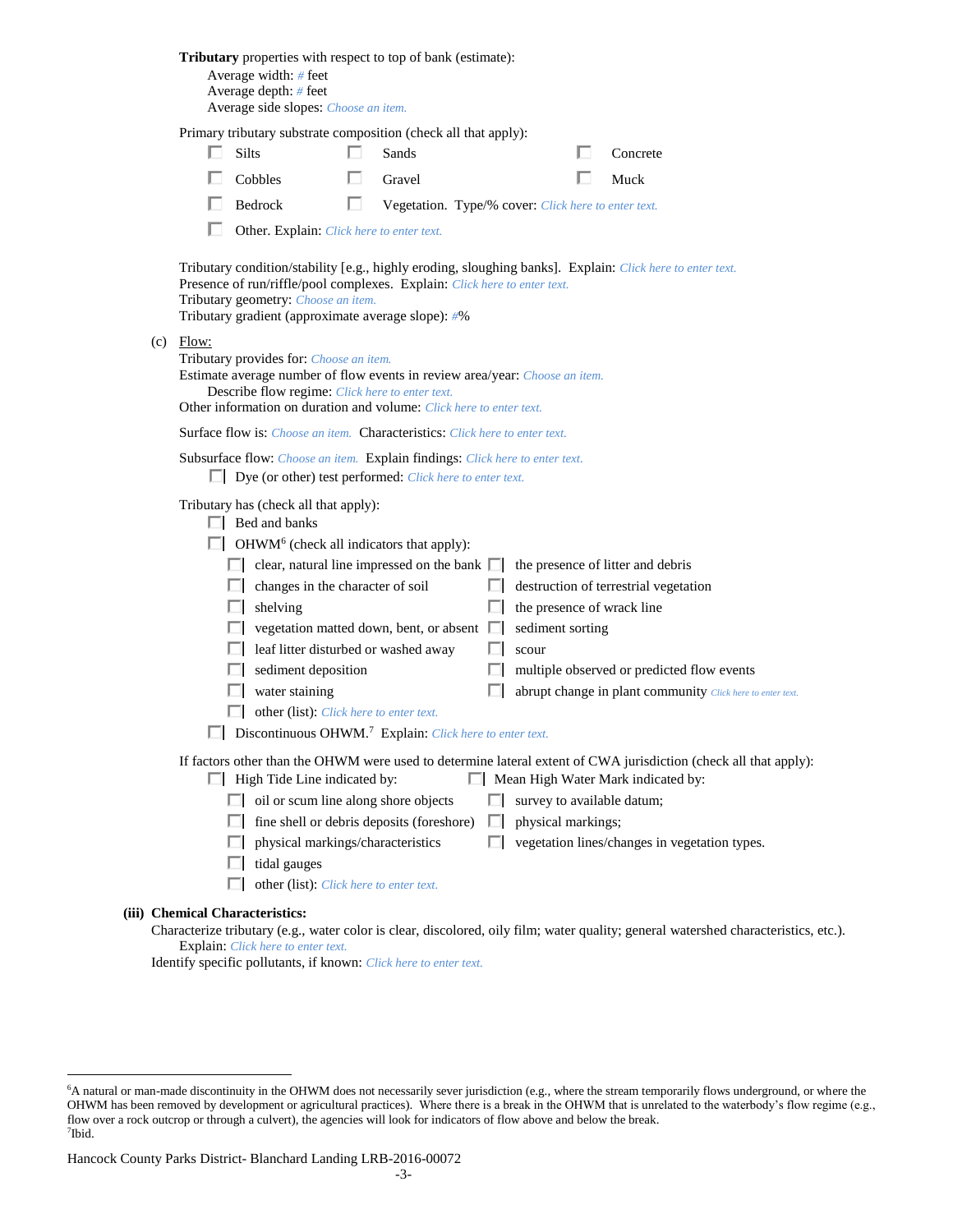**Tributary** properties with respect to top of bank (estimate):

Average width: # feet
Average depth: # feet
Average side slopes: Choose an item.

Primary tributary substrate composition (check all that apply):

- ☐ Silts
- ☐ Sands
- ☐ Concrete
- ☐ Cobbles
- ☐ Gravel
- ☐ Muck
- ☐ Bedrock
- ☐ Vegetation. Type/% cover: Click here to enter text.
- ☐ Other. Explain: Click here to enter text.

Tributary condition/stability [e.g., highly eroding, sloughing banks]. Explain: Click here to enter text.
Presence of run/riffle/pool complexes. Explain: Click here to enter text.
Tributary geometry: Choose an item.
Tributary gradient (approximate average slope): #%

(c) Flow:

Tributary provides for: Choose an item.
Estimate average number of flow events in review area/year: Choose an item.
Describe flow regime: Click here to enter text.
Other information on duration and volume: Click here to enter text.

Surface flow is: Choose an item. Characteristics: Click here to enter text.

Subsurface flow: Choose an item. Explain findings: Click here to enter text.

- ☐ Dye (or other) test performed: Click here to enter text.

Tributary has (check all that apply):

- ☐ Bed and banks
- ☐ OHWM[6] (check all indicators that apply):
  - ☐ clear, natural line impressed on the bank
  - ☐ the presence of litter and debris
  - ☐ changes in the character of soil
  - ☐ destruction of terrestrial vegetation
  - ☐ shelving
  - ☐ the presence of wrack line
  - ☐ vegetation matted down, bent, or absent
  - ☐ sediment sorting
  - ☐ leaf litter disturbed or washed away
  - ☐ scour
  - ☐ sediment deposition
  - ☐ multiple observed or predicted flow events
  - ☐ water staining
  - ☐ abrupt change in plant community Click here to enter text.
  - ☐ other (list): Click here to enter text.
- ☐ Discontinuous OHWM.[7] Explain: Click here to enter text.

If factors other than the OHWM were used to determine lateral extent of CWA jurisdiction (check all that apply):

- ☐ High Tide Line indicated by:
  - ☐ oil or scum line along shore objects
  - ☐ fine shell or debris deposits (foreshore)
  - ☐ physical markings/characteristics
  - ☐ tidal gauges
  - ☐ other (list): Click here to enter text.
- ☐ Mean High Water Mark indicated by:
  - ☐ survey to available datum;
  - ☐ physical markings;
  - ☐ vegetation lines/changes in vegetation types.

**(iii) Chemical Characteristics:**

Characterize tributary (e.g., water color is clear, discolored, oily film; water quality; general watershed characteristics, etc.).
Explain: Click here to enter text.
Identify specific pollutants, if known: Click here to enter text.

---

[6] A natural or man-made discontinuity in the OHWM does not necessarily sever jurisdiction (e.g., where the stream temporarily flows underground, or where the OHWM has been removed by development or agricultural practices). Where there is a break in the OHWM that is unrelated to the waterbody's flow regime (e.g., flow over a rock outcrop or through a culvert), the agencies will look for indicators of flow above and below the break.
[7] Ibid.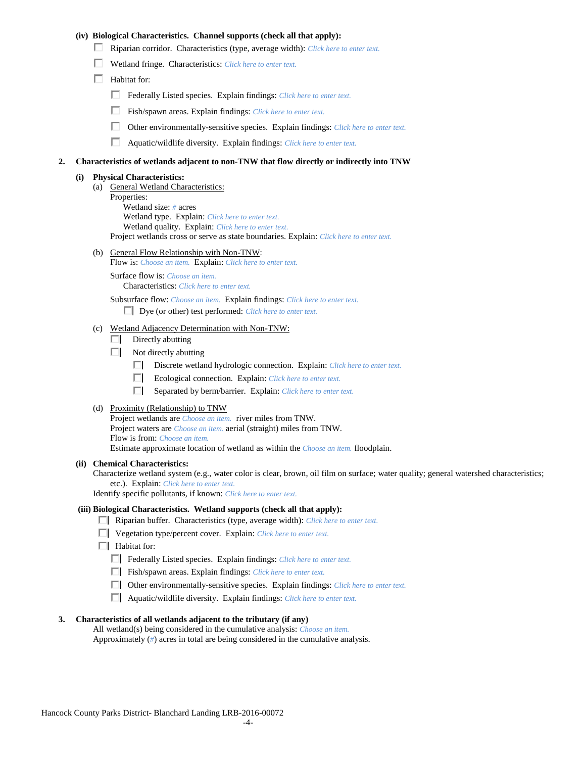**(iv) Biological Characteristics. Channel supports (check all that apply):**

- ☐ Riparian corridor. Characteristics (type, average width): *Click here to enter text.*
- ☐ Wetland fringe. Characteristics: *Click here to enter text.*
- ☐ Habitat for:
  - ☐ Federally Listed species. Explain findings: *Click here to enter text.*
  - ☐ Fish/spawn areas. Explain findings: *Click here to enter text.*
  - ☐ Other environmentally-sensitive species. Explain findings: *Click here to enter text.*
  - ☐ Aquatic/wildlife diversity. Explain findings: *Click here to enter text.*

**2. Characteristics of wetlands adjacent to non-TNW that flow directly or indirectly into TNW**

**(i) Physical Characteristics:**

(a) General Wetland Characteristics:

Properties:

Wetland size: *#* acres

Wetland type. Explain: *Click here to enter text.*

Wetland quality. Explain: *Click here to enter text.*

Project wetlands cross or serve as state boundaries. Explain: *Click here to enter text.*

(b) General Flow Relationship with Non-TNW:

Flow is: *Choose an item.* Explain: *Click here to enter text.*

Surface flow is: *Choose an item.*

Characteristics: *Click here to enter text.*

Subsurface flow: *Choose an item.* Explain findings: *Click here to enter text.*

- ☐ Dye (or other) test performed: *Click here to enter text.*

(c) Wetland Adjacency Determination with Non-TNW:

- ☐ Directly abutting
- ☐ Not directly abutting
  - ☐ Discrete wetland hydrologic connection. Explain: *Click here to enter text.*
  - ☐ Ecological connection. Explain: *Click here to enter text.*
  - ☐ Separated by berm/barrier. Explain: *Click here to enter text.*

(d) Proximity (Relationship) to TNW

Project wetlands are *Choose an item.* river miles from TNW.

Project waters are *Choose an item.* aerial (straight) miles from TNW.

Flow is from: *Choose an item.*

Estimate approximate location of wetland as within the *Choose an item.* floodplain.

**(ii) Chemical Characteristics:**

Characterize wetland system (e.g., water color is clear, brown, oil film on surface; water quality; general watershed characteristics; etc.). Explain: *Click here to enter text.*

Identify specific pollutants, if known: *Click here to enter text.*

**(iii) Biological Characteristics. Wetland supports (check all that apply):**

- ☐ Riparian buffer. Characteristics (type, average width): *Click here to enter text.*
- ☐ Vegetation type/percent cover. Explain: *Click here to enter text.*
- ☐ Habitat for:
  - ☐ Federally Listed species. Explain findings: *Click here to enter text.*
  - ☐ Fish/spawn areas. Explain findings: *Click here to enter text.*
  - ☐ Other environmentally-sensitive species. Explain findings: *Click here to enter text.*
  - ☐ Aquatic/wildlife diversity. Explain findings: *Click here to enter text.*

**3. Characteristics of all wetlands adjacent to the tributary (if any)**

All wetland(s) being considered in the cumulative analysis: *Choose an item.*

Approximately (*#*) acres in total are being considered in the cumulative analysis.

Hancock County Parks District- Blanchard Landing LRB-2016-00072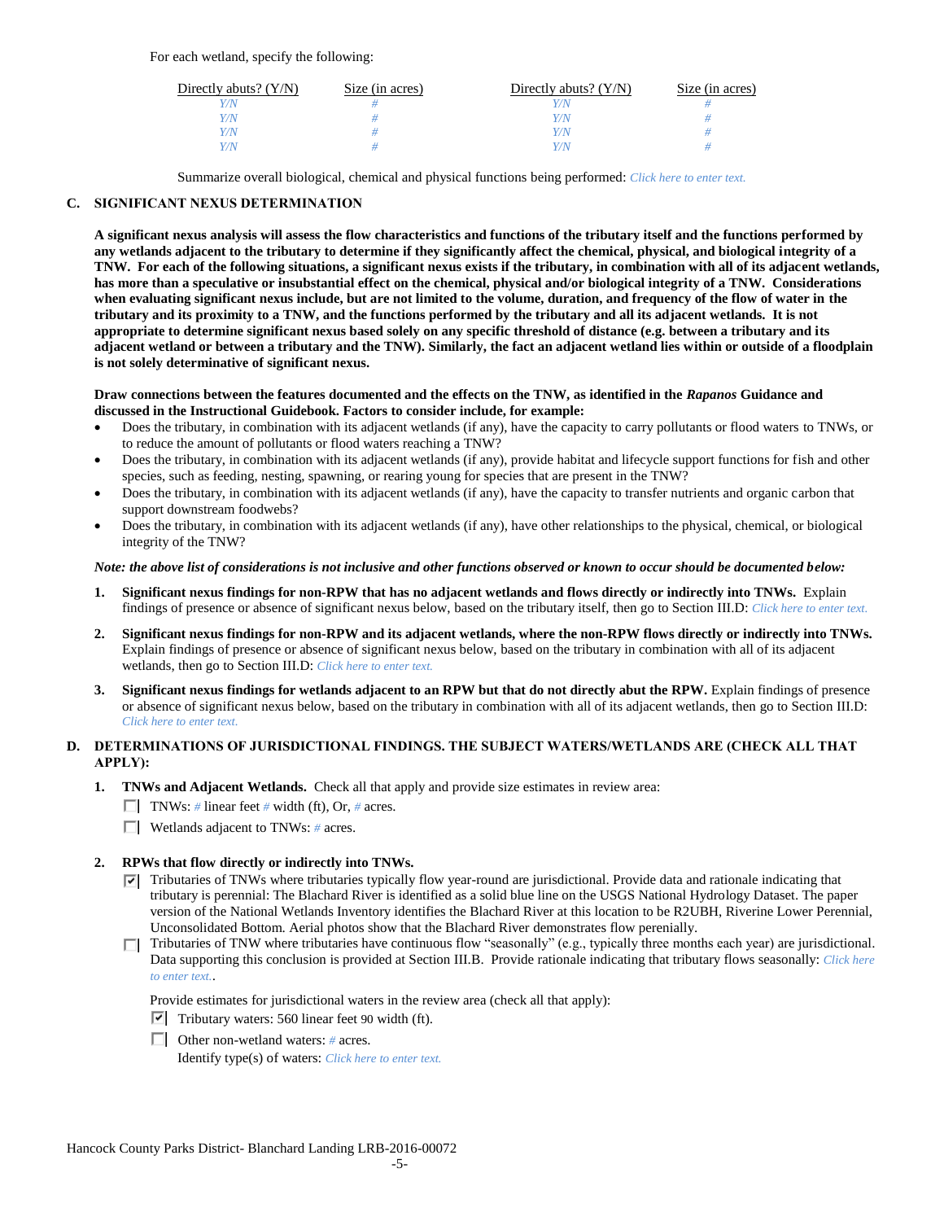For each wetland, specify the following:

| Directly abuts? (Y/N) | Size (in acres) | Directly abuts? (Y/N) | Size (in acres) |
|---|---|---|---|
| Y/N | # | Y/N | # |
| Y/N | # | Y/N | # |
| Y/N | # | Y/N | # |
| Y/N | # | Y/N | # |

Summarize overall biological, chemical and physical functions being performed: Click here to enter text.

## C. SIGNIFICANT NEXUS DETERMINATION

**A significant nexus analysis will assess the flow characteristics and functions of the tributary itself and the functions performed by any wetlands adjacent to the tributary to determine if they significantly affect the chemical, physical, and biological integrity of a TNW. For each of the following situations, a significant nexus exists if the tributary, in combination with all of its adjacent wetlands, has more than a speculative or insubstantial effect on the chemical, physical and/or biological integrity of a TNW. Considerations when evaluating significant nexus include, but are not limited to the volume, duration, and frequency of the flow of water in the tributary and its proximity to a TNW, and the functions performed by the tributary and all its adjacent wetlands. It is not appropriate to determine significant nexus based solely on any specific threshold of distance (e.g. between a tributary and its adjacent wetland or between a tributary and the TNW). Similarly, the fact an adjacent wetland lies within or outside of a floodplain is not solely determinative of significant nexus.**

**Draw connections between the features documented and the effects on the TNW, as identified in the *Rapanos* Guidance and discussed in the Instructional Guidebook. Factors to consider include, for example:**

- Does the tributary, in combination with its adjacent wetlands (if any), have the capacity to carry pollutants or flood waters to TNWs, or to reduce the amount of pollutants or flood waters reaching a TNW?
- Does the tributary, in combination with its adjacent wetlands (if any), provide habitat and lifecycle support functions for fish and other species, such as feeding, nesting, spawning, or rearing young for species that are present in the TNW?
- Does the tributary, in combination with its adjacent wetlands (if any), have the capacity to transfer nutrients and organic carbon that support downstream foodwebs?
- Does the tributary, in combination with its adjacent wetlands (if any), have other relationships to the physical, chemical, or biological integrity of the TNW?

***Note: the above list of considerations is not inclusive and other functions observed or known to occur should be documented below:***

1. **Significant nexus findings for non-RPW that has no adjacent wetlands and flows directly or indirectly into TNWs.** Explain findings of presence or absence of significant nexus below, based on the tributary itself, then go to Section III.D: Click here to enter text.

2. **Significant nexus findings for non-RPW and its adjacent wetlands, where the non-RPW flows directly or indirectly into TNWs.** Explain findings of presence or absence of significant nexus below, based on the tributary in combination with all of its adjacent wetlands, then go to Section III.D: Click here to enter text.

3. **Significant nexus findings for wetlands adjacent to an RPW but that do not directly abut the RPW.** Explain findings of presence or absence of significant nexus below, based on the tributary in combination with all of its adjacent wetlands, then go to Section III.D: Click here to enter text.

## D. DETERMINATIONS OF JURISDICTIONAL FINDINGS. THE SUBJECT WATERS/WETLANDS ARE (CHECK ALL THAT APPLY):

1. **TNWs and Adjacent Wetlands.** Check all that apply and provide size estimates in review area:
   - ☐ TNWs: # linear feet # width (ft), Or, # acres.
   - ☐ Wetlands adjacent to TNWs: # acres.

2. **RPWs that flow directly or indirectly into TNWs.**
   - ☑ Tributaries of TNWs where tributaries typically flow year-round are jurisdictional. Provide data and rationale indicating that tributary is perennial: The Blachard River is identified as a solid blue line on the USGS National Hydrology Dataset. The paper version of the National Wetlands Inventory identifies the Blachard River at this location to be R2UBH, Riverine Lower Perennial, Unconsolidated Bottom. Aerial photos show that the Blachard River demonstrates flow perenially.
   - ☐ Tributaries of TNW where tributaries have continuous flow "seasonally" (e.g., typically three months each year) are jurisdictional. Data supporting this conclusion is provided at Section III.B. Provide rationale indicating that tributary flows seasonally: Click here to enter text..

   Provide estimates for jurisdictional waters in the review area (check all that apply):
   - ☑ Tributary waters: 560 linear feet 90 width (ft).
   - ☐ Other non-wetland waters: # acres.
     Identify type(s) of waters: Click here to enter text.

Hancock County Parks District- Blanchard Landing LRB-2016-00072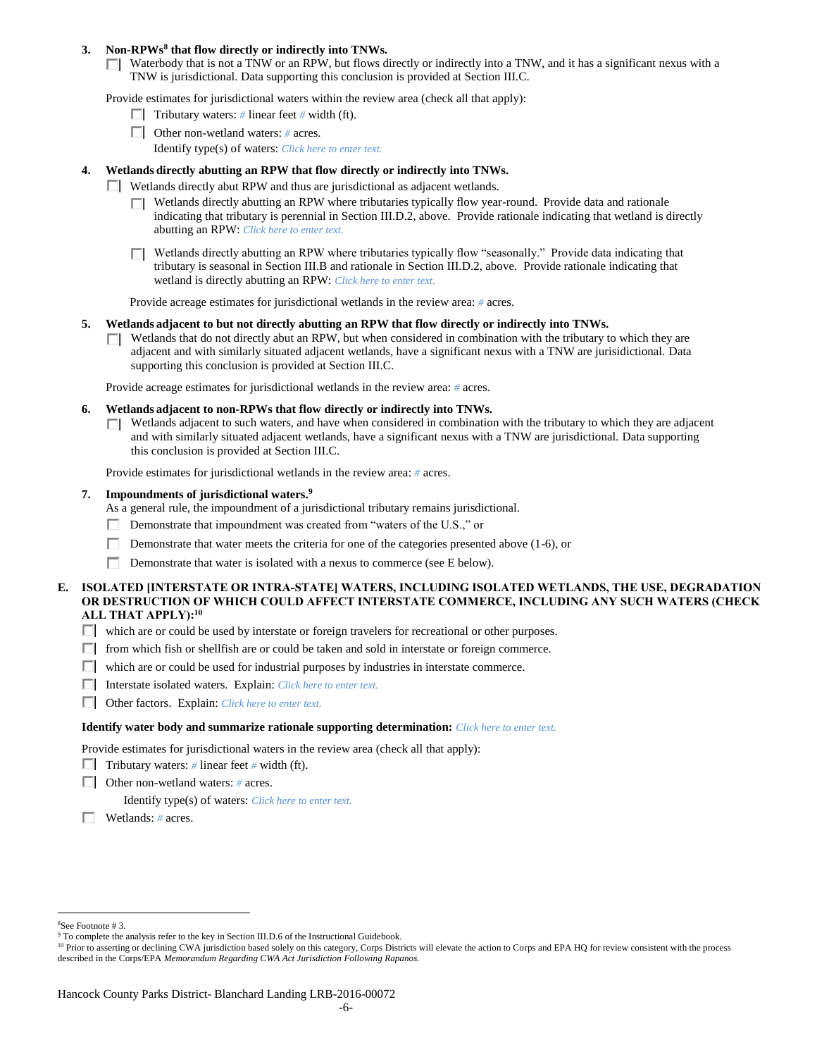**3. Non-RPWs[8] that flow directly or indirectly into TNWs.**

☐ Waterbody that is not a TNW or an RPW, but flows directly or indirectly into a TNW, and it has a significant nexus with a TNW is jurisdictional. Data supporting this conclusion is provided at Section III.C.

Provide estimates for jurisdictional waters within the review area (check all that apply):

- ☐ Tributary waters: *#* linear feet *#* width (ft).
- ☐ Other non-wetland waters: *#* acres.
  Identify type(s) of waters: *Click here to enter text.*

**4. Wetlands directly abutting an RPW that flow directly or indirectly into TNWs.**

☐ Wetlands directly abut RPW and thus are jurisdictional as adjacent wetlands.

- ☐ Wetlands directly abutting an RPW where tributaries typically flow year-round. Provide data and rationale indicating that tributary is perennial in Section III.D.2, above. Provide rationale indicating that wetland is directly abutting an RPW: *Click here to enter text.*
- ☐ Wetlands directly abutting an RPW where tributaries typically flow "seasonally." Provide data indicating that tributary is seasonal in Section III.B and rationale in Section III.D.2, above. Provide rationale indicating that wetland is directly abutting an RPW: *Click here to enter text.*

Provide acreage estimates for jurisdictional wetlands in the review area: *#* acres.

**5. Wetlands adjacent to but not directly abutting an RPW that flow directly or indirectly into TNWs.**

☐ Wetlands that do not directly abut an RPW, but when considered in combination with the tributary to which they are adjacent and with similarly situated adjacent wetlands, have a significant nexus with a TNW are jurisdictional. Data supporting this conclusion is provided at Section III.C.

Provide acreage estimates for jurisdictional wetlands in the review area: *#* acres.

**6. Wetlands adjacent to non-RPWs that flow directly or indirectly into TNWs.**

☐ Wetlands adjacent to such waters, and have when considered in combination with the tributary to which they are adjacent and with similarly situated adjacent wetlands, have a significant nexus with a TNW are jurisdictional. Data supporting this conclusion is provided at Section III.C.

Provide estimates for jurisdictional wetlands in the review area: *#* acres.

**7. Impoundments of jurisdictional waters.[9]**

As a general rule, the impoundment of a jurisdictional tributary remains jurisdictional.

- ☐ Demonstrate that impoundment was created from "waters of the U.S.," or
- ☐ Demonstrate that water meets the criteria for one of the categories presented above (1-6), or
- ☐ Demonstrate that water is isolated with a nexus to commerce (see E below).

**E. ISOLATED [INTERSTATE OR INTRA-STATE] WATERS, INCLUDING ISOLATED WETLANDS, THE USE, DEGRADATION OR DESTRUCTION OF WHICH COULD AFFECT INTERSTATE COMMERCE, INCLUDING ANY SUCH WATERS (CHECK ALL THAT APPLY):[10]**

- ☐ which are or could be used by interstate or foreign travelers for recreational or other purposes.
- ☐ from which fish or shellfish are or could be taken and sold in interstate or foreign commerce.
- ☐ which are or could be used for industrial purposes by industries in interstate commerce.
- ☐ Interstate isolated waters. Explain: *Click here to enter text.*
- ☐ Other factors. Explain: *Click here to enter text.*

**Identify water body and summarize rationale supporting determination:** *Click here to enter text.*

Provide estimates for jurisdictional waters in the review area (check all that apply):

- ☐ Tributary waters: *#* linear feet *#* width (ft).
- ☐ Other non-wetland waters: *#* acres.
  Identify type(s) of waters: *Click here to enter text.*
- ☐ Wetlands: *#* acres.

---

[8] See Footnote # 3.

[9] To complete the analysis refer to the key in Section III.D.6 of the Instructional Guidebook.

[10] Prior to asserting or declining CWA jurisdiction based solely on this category, Corps Districts will elevate the action to Corps and EPA HQ for review consistent with the process described in the Corps/EPA *Memorandum Regarding CWA Act Jurisdiction Following Rapanos.*

Hancock County Parks District- Blanchard Landing LRB-2016-00072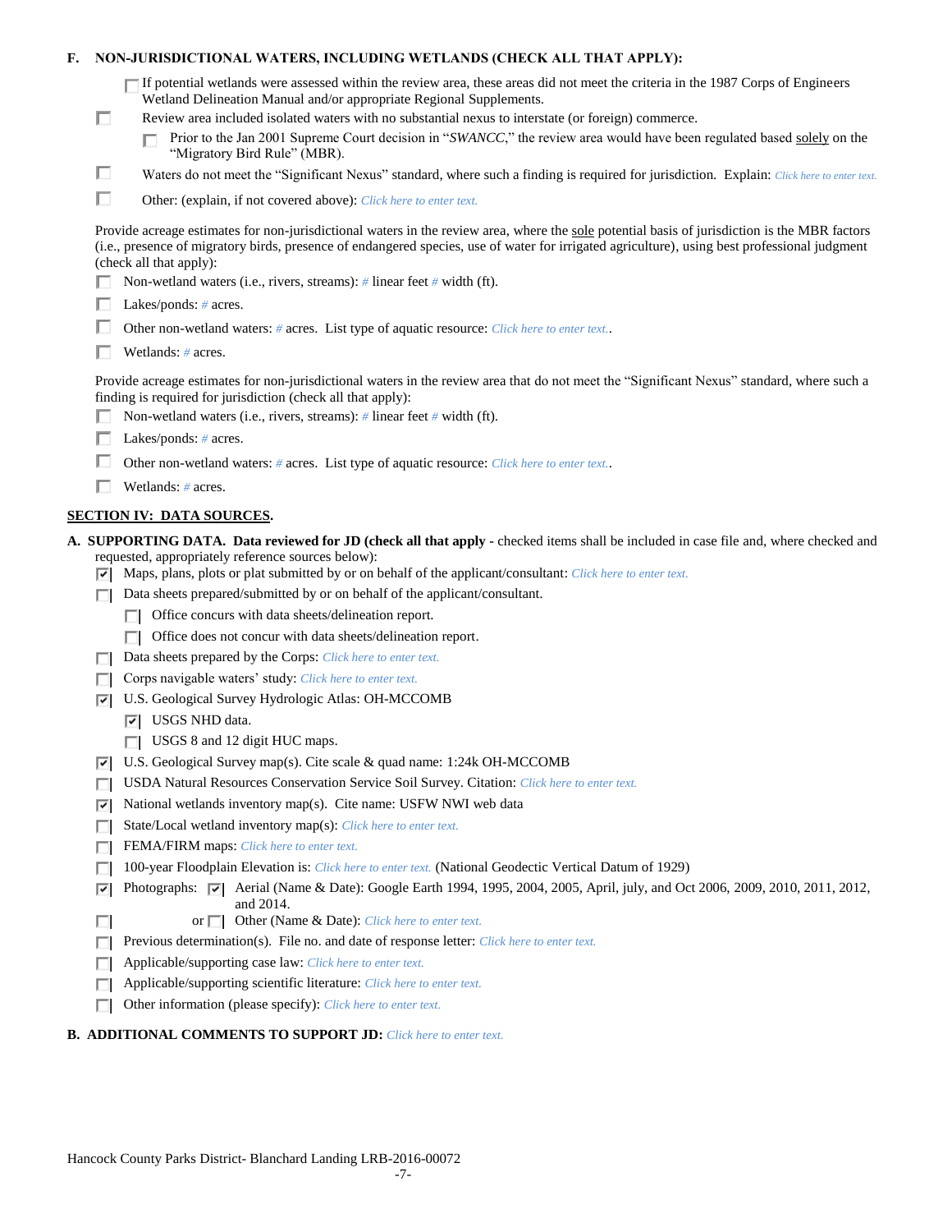**F. NON-JURISDICTIONAL WATERS, INCLUDING WETLANDS (CHECK ALL THAT APPLY):**

- ☐ If potential wetlands were assessed within the review area, these areas did not meet the criteria in the 1987 Corps of Engineers Wetland Delineation Manual and/or appropriate Regional Supplements.
- ☐ Review area included isolated waters with no substantial nexus to interstate (or foreign) commerce.
  - ☐ Prior to the Jan 2001 Supreme Court decision in "*SWANCC*," the review area would have been regulated based solely on the "Migratory Bird Rule" (MBR).
- ☐ Waters do not meet the "Significant Nexus" standard, where such a finding is required for jurisdiction. Explain: *Click here to enter text.*
- ☐ Other: (explain, if not covered above): *Click here to enter text.*

Provide acreage estimates for non-jurisdictional waters in the review area, where the sole potential basis of jurisdiction is the MBR factors (i.e., presence of migratory birds, presence of endangered species, use of water for irrigated agriculture), using best professional judgment (check all that apply):

- ☐ Non-wetland waters (i.e., rivers, streams): *#* linear feet *#* width (ft).
- ☐ Lakes/ponds: *#* acres.
- ☐ Other non-wetland waters: *#* acres. List type of aquatic resource: *Click here to enter text.*.
- ☐ Wetlands: *#* acres.

Provide acreage estimates for non-jurisdictional waters in the review area that do not meet the "Significant Nexus" standard, where such a finding is required for jurisdiction (check all that apply):

- ☐ Non-wetland waters (i.e., rivers, streams): *#* linear feet *#* width (ft).
- ☐ Lakes/ponds: *#* acres.
- ☐ Other non-wetland waters: *#* acres. List type of aquatic resource: *Click here to enter text.*.
- ☐ Wetlands: *#* acres.

## SECTION IV: DATA SOURCES.

**A. SUPPORTING DATA. Data reviewed for JD (check all that apply** - checked items shall be included in case file and, where checked and requested, appropriately reference sources below):

- ☑ Maps, plans, plots or plat submitted by or on behalf of the applicant/consultant: *Click here to enter text.*
- ☐ Data sheets prepared/submitted by or on behalf of the applicant/consultant.
  - ☐ Office concurs with data sheets/delineation report.
  - ☐ Office does not concur with data sheets/delineation report.
- ☐ Data sheets prepared by the Corps: *Click here to enter text.*
- ☐ Corps navigable waters' study: *Click here to enter text.*
- ☑ U.S. Geological Survey Hydrologic Atlas: OH-MCCOMB
  - ☑ USGS NHD data.
  - ☐ USGS 8 and 12 digit HUC maps.
- ☑ U.S. Geological Survey map(s). Cite scale & quad name: 1:24k OH-MCCOMB
- ☐ USDA Natural Resources Conservation Service Soil Survey. Citation: *Click here to enter text.*
- ☑ National wetlands inventory map(s). Cite name: USFW NWI web data
- ☐ State/Local wetland inventory map(s): *Click here to enter text.*
- ☐ FEMA/FIRM maps: *Click here to enter text.*
- ☐ 100-year Floodplain Elevation is: *Click here to enter text.* (National Geodectic Vertical Datum of 1929)
- ☑ Photographs: ☑ Aerial (Name & Date): Google Earth 1994, 1995, 2004, 2005, April, july, and Oct 2006, 2009, 2010, 2011, 2012, and 2014.
- ☐ or ☐ Other (Name & Date): *Click here to enter text.*
- ☐ Previous determination(s). File no. and date of response letter: *Click here to enter text.*
- ☐ Applicable/supporting case law: *Click here to enter text.*
- ☐ Applicable/supporting scientific literature: *Click here to enter text.*
- ☐ Other information (please specify): *Click here to enter text.*

**B. ADDITIONAL COMMENTS TO SUPPORT JD:** *Click here to enter text.*

Hancock County Parks District- Blanchard Landing LRB-2016-00072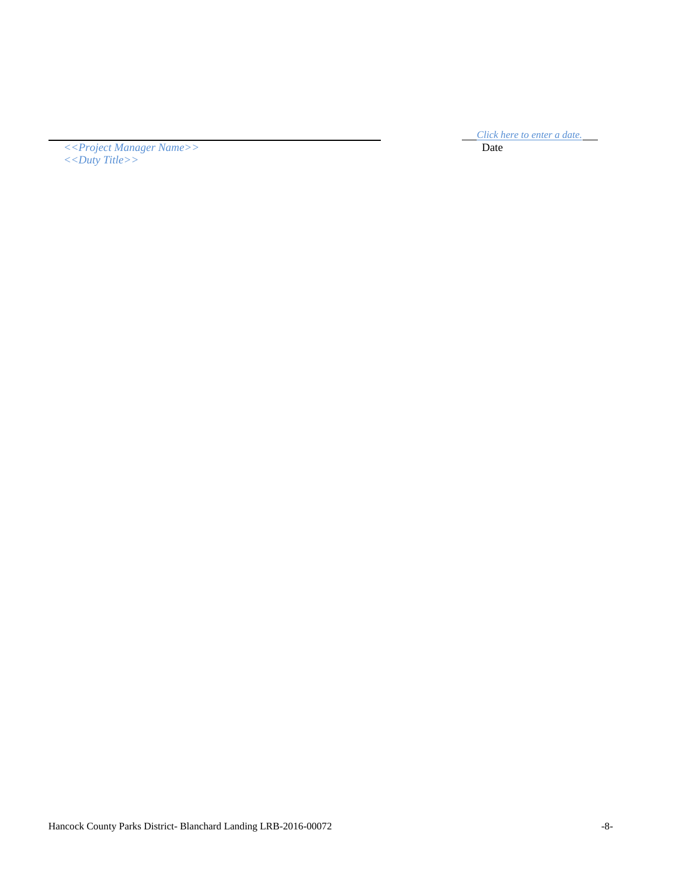_______________________________________________ &emsp;&emsp;&emsp; *Click here to enter a date.*

*<<Project Manager Name>>* &emsp;&emsp;&emsp; Date

*<<Duty Title>>*